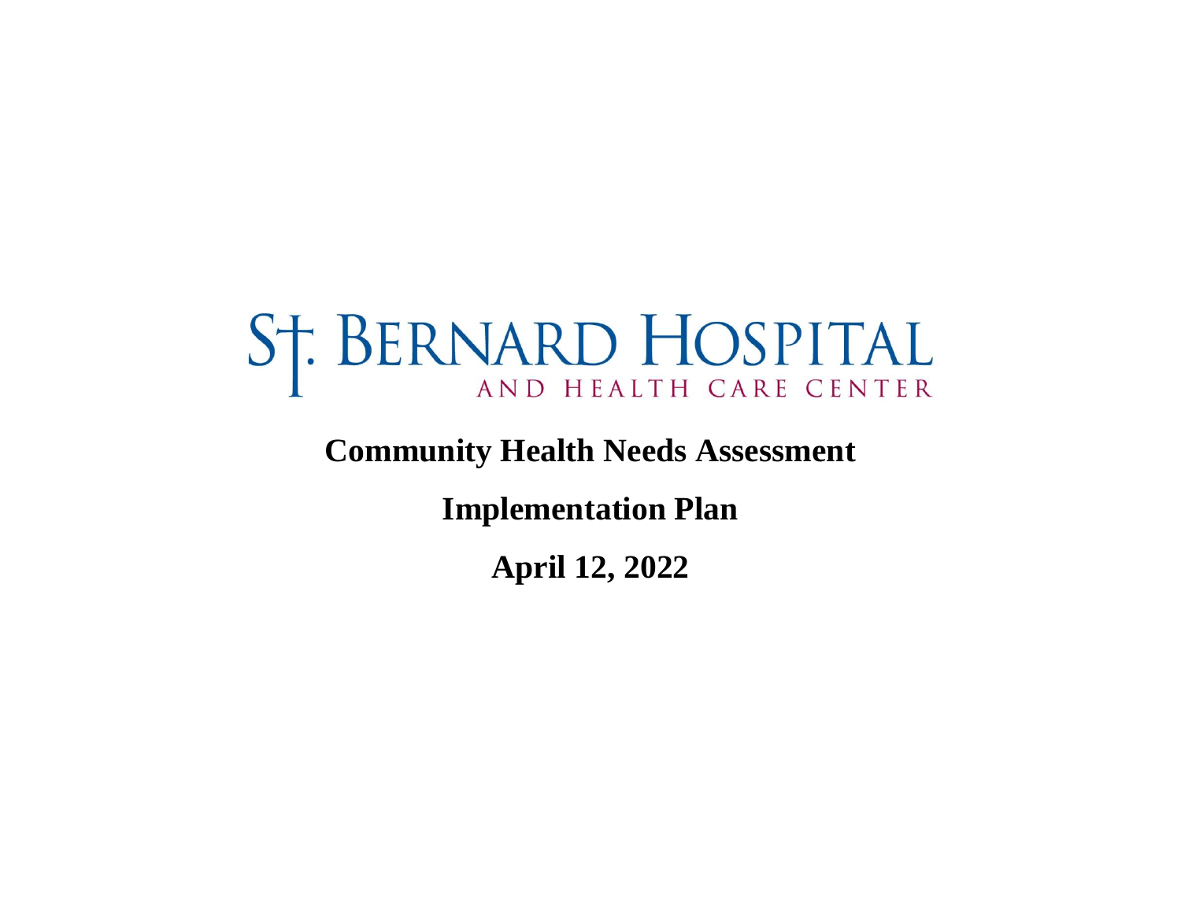# St. Bernard Hospital

AND HEALTH CARE CENTER

**Community Health Needs Assessment**

**Implementation Plan**

**April 12, 2022**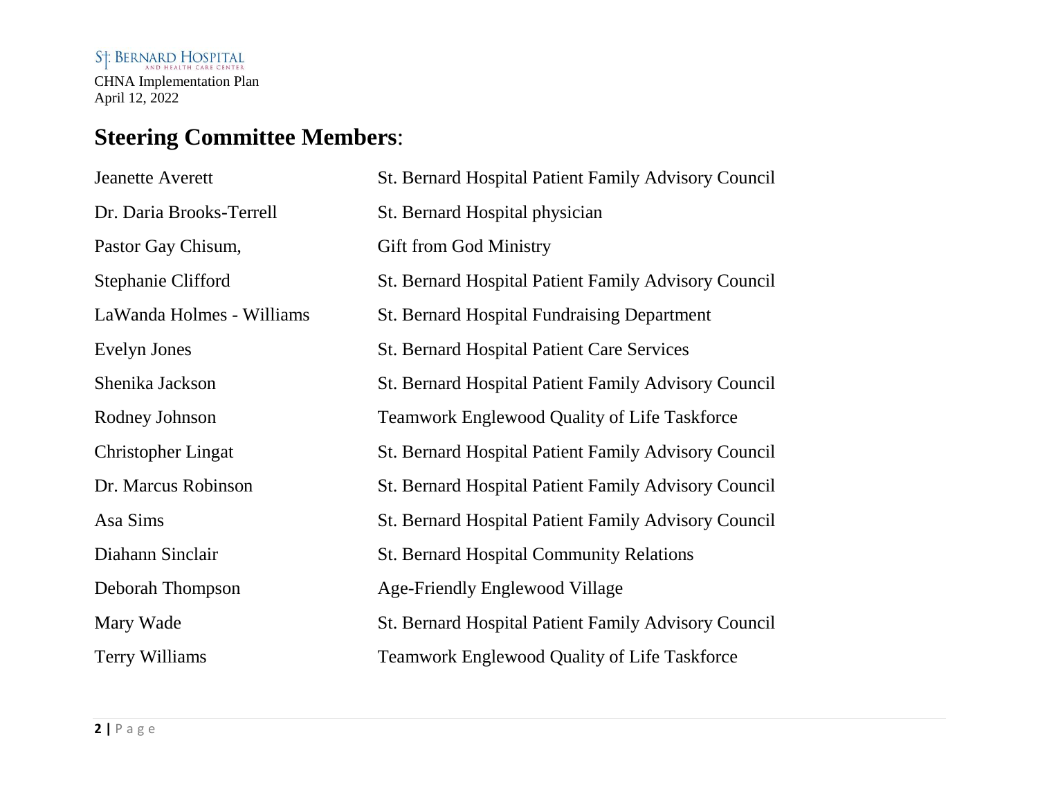## Steering Committee Members:

| | |
|---|---|
| Jeanette Averett | St. Bernard Hospital Patient Family Advisory Council |
| Dr. Daria Brooks-Terrell | St. Bernard Hospital physician |
| Pastor Gay Chisum, | Gift from God Ministry |
| Stephanie Clifford | St. Bernard Hospital Patient Family Advisory Council |
| LaWanda Holmes - Williams | St. Bernard Hospital Fundraising Department |
| Evelyn Jones | St. Bernard Hospital Patient Care Services |
| Shenika Jackson | St. Bernard Hospital Patient Family Advisory Council |
| Rodney Johnson | Teamwork Englewood Quality of Life Taskforce |
| Christopher Lingat | St. Bernard Hospital Patient Family Advisory Council |
| Dr. Marcus Robinson | St. Bernard Hospital Patient Family Advisory Council |
| Asa Sims | St. Bernard Hospital Patient Family Advisory Council |
| Diahann Sinclair | St. Bernard Hospital Community Relations |
| Deborah Thompson | Age-Friendly Englewood Village |
| Mary Wade | St. Bernard Hospital Patient Family Advisory Council |
| Terry Williams | Teamwork Englewood Quality of Life Taskforce |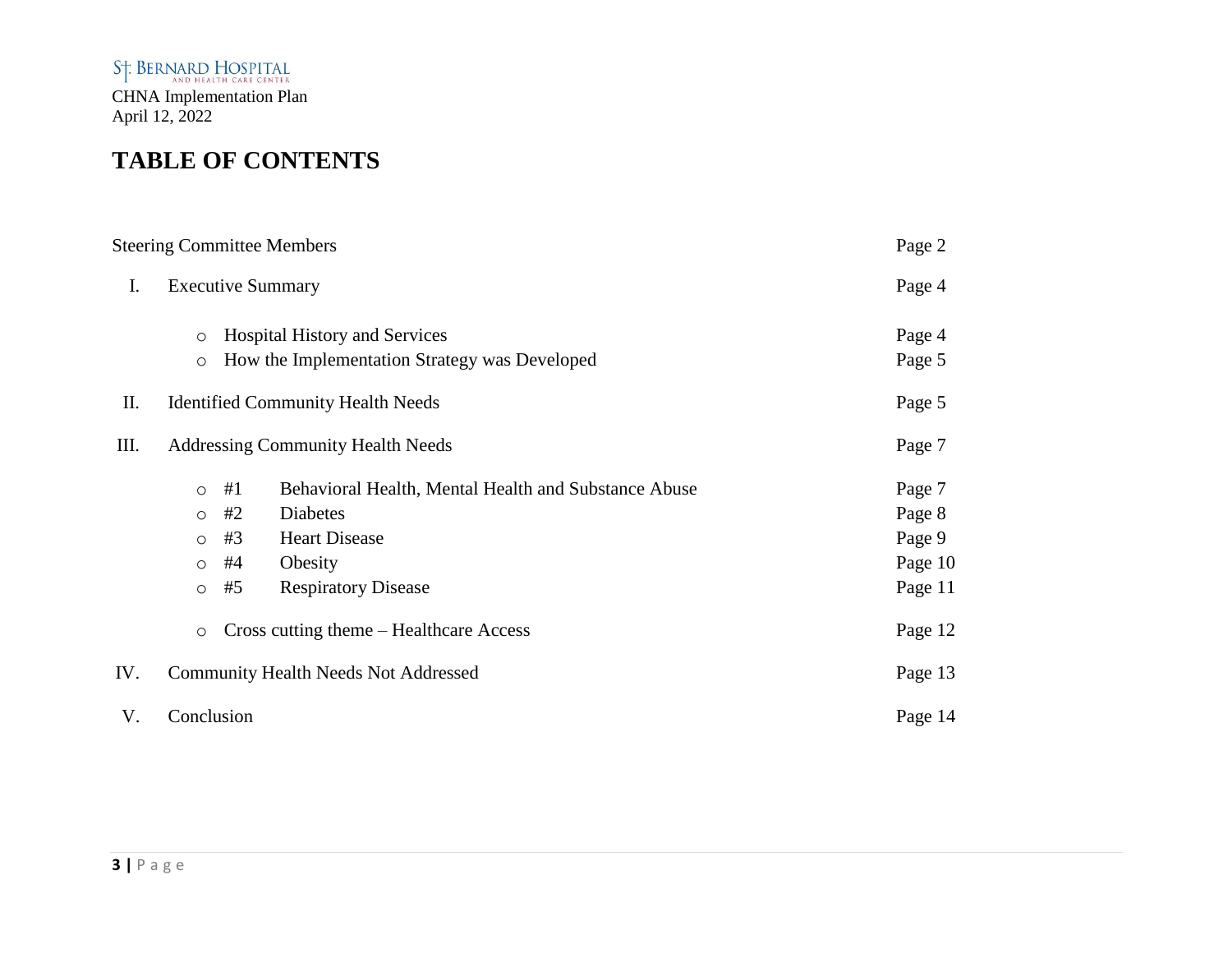# TABLE OF CONTENTS

| | Page |
|---|---|
| Steering Committee Members | Page 2 |
| I. Executive Summary | Page 4 |
| ○ Hospital History and Services | Page 4 |
| ○ How the Implementation Strategy was Developed | Page 5 |
| II. Identified Community Health Needs | Page 5 |
| III. Addressing Community Health Needs | Page 7 |
| ○ #1 Behavioral Health, Mental Health and Substance Abuse | Page 7 |
| ○ #2 Diabetes | Page 8 |
| ○ #3 Heart Disease | Page 9 |
| ○ #4 Obesity | Page 10 |
| ○ #5 Respiratory Disease | Page 11 |
| ○ Cross cutting theme – Healthcare Access | Page 12 |
| IV. Community Health Needs Not Addressed | Page 13 |
| V. Conclusion | Page 14 |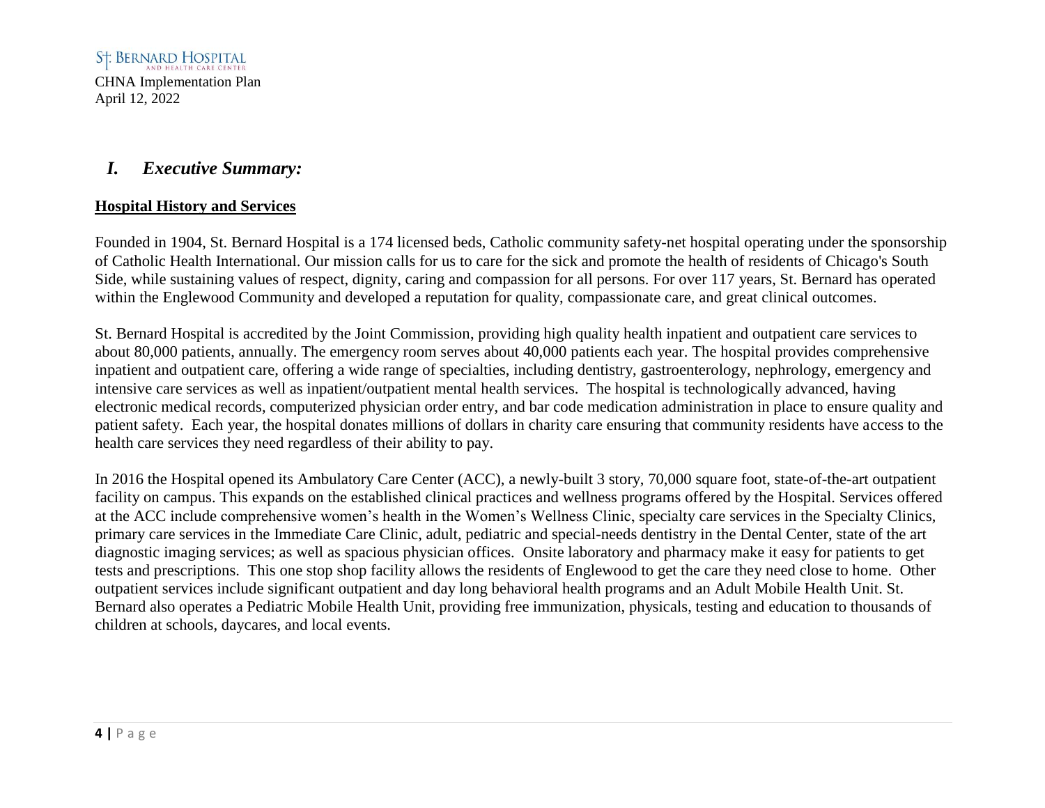# *I. Executive Summary:*

**Hospital History and Services**

Founded in 1904, St. Bernard Hospital is a 174 licensed beds, Catholic community safety-net hospital operating under the sponsorship of Catholic Health International. Our mission calls for us to care for the sick and promote the health of residents of Chicago's South Side, while sustaining values of respect, dignity, caring and compassion for all persons. For over 117 years, St. Bernard has operated within the Englewood Community and developed a reputation for quality, compassionate care, and great clinical outcomes.

St. Bernard Hospital is accredited by the Joint Commission, providing high quality health inpatient and outpatient care services to about 80,000 patients, annually. The emergency room serves about 40,000 patients each year. The hospital provides comprehensive inpatient and outpatient care, offering a wide range of specialties, including dentistry, gastroenterology, nephrology, emergency and intensive care services as well as inpatient/outpatient mental health services. The hospital is technologically advanced, having electronic medical records, computerized physician order entry, and bar code medication administration in place to ensure quality and patient safety. Each year, the hospital donates millions of dollars in charity care ensuring that community residents have access to the health care services they need regardless of their ability to pay.

In 2016 the Hospital opened its Ambulatory Care Center (ACC), a newly-built 3 story, 70,000 square foot, state-of-the-art outpatient facility on campus. This expands on the established clinical practices and wellness programs offered by the Hospital. Services offered at the ACC include comprehensive women's health in the Women's Wellness Clinic, specialty care services in the Specialty Clinics, primary care services in the Immediate Care Clinic, adult, pediatric and special-needs dentistry in the Dental Center, state of the art diagnostic imaging services; as well as spacious physician offices. Onsite laboratory and pharmacy make it easy for patients to get tests and prescriptions. This one stop shop facility allows the residents of Englewood to get the care they need close to home. Other outpatient services include significant outpatient and day long behavioral health programs and an Adult Mobile Health Unit. St. Bernard also operates a Pediatric Mobile Health Unit, providing free immunization, physicals, testing and education to thousands of children at schools, daycares, and local events.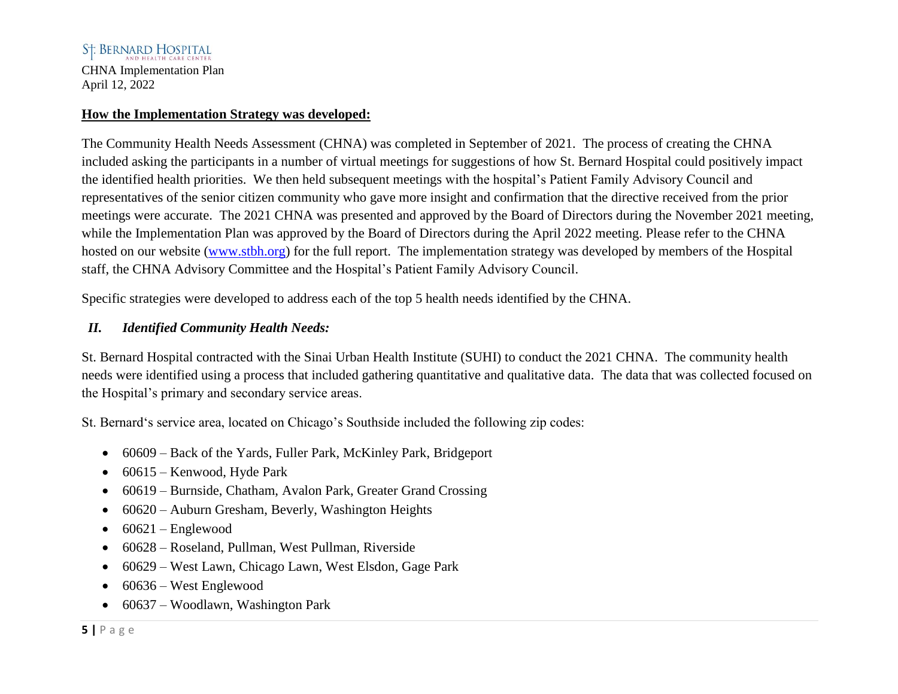## How the Implementation Strategy was developed:

The Community Health Needs Assessment (CHNA) was completed in September of 2021. The process of creating the CHNA included asking the participants in a number of virtual meetings for suggestions of how St. Bernard Hospital could positively impact the identified health priorities. We then held subsequent meetings with the hospital's Patient Family Advisory Council and representatives of the senior citizen community who gave more insight and confirmation that the directive received from the prior meetings were accurate. The 2021 CHNA was presented and approved by the Board of Directors during the November 2021 meeting, while the Implementation Plan was approved by the Board of Directors during the April 2022 meeting. Please refer to the CHNA hosted on our website (www.stbh.org) for the full report. The implementation strategy was developed by members of the Hospital staff, the CHNA Advisory Committee and the Hospital's Patient Family Advisory Council.

Specific strategies were developed to address each of the top 5 health needs identified by the CHNA.

## *II. Identified Community Health Needs:*

St. Bernard Hospital contracted with the Sinai Urban Health Institute (SUHI) to conduct the 2021 CHNA. The community health needs were identified using a process that included gathering quantitative and qualitative data. The data that was collected focused on the Hospital's primary and secondary service areas.

St. Bernard's service area, located on Chicago's Southside included the following zip codes:

- 60609 – Back of the Yards, Fuller Park, McKinley Park, Bridgeport
- 60615 – Kenwood, Hyde Park
- 60619 – Burnside, Chatham, Avalon Park, Greater Grand Crossing
- 60620 – Auburn Gresham, Beverly, Washington Heights
- 60621 – Englewood
- 60628 – Roseland, Pullman, West Pullman, Riverside
- 60629 – West Lawn, Chicago Lawn, West Elsdon, Gage Park
- 60636 – West Englewood
- 60637 – Woodlawn, Washington Park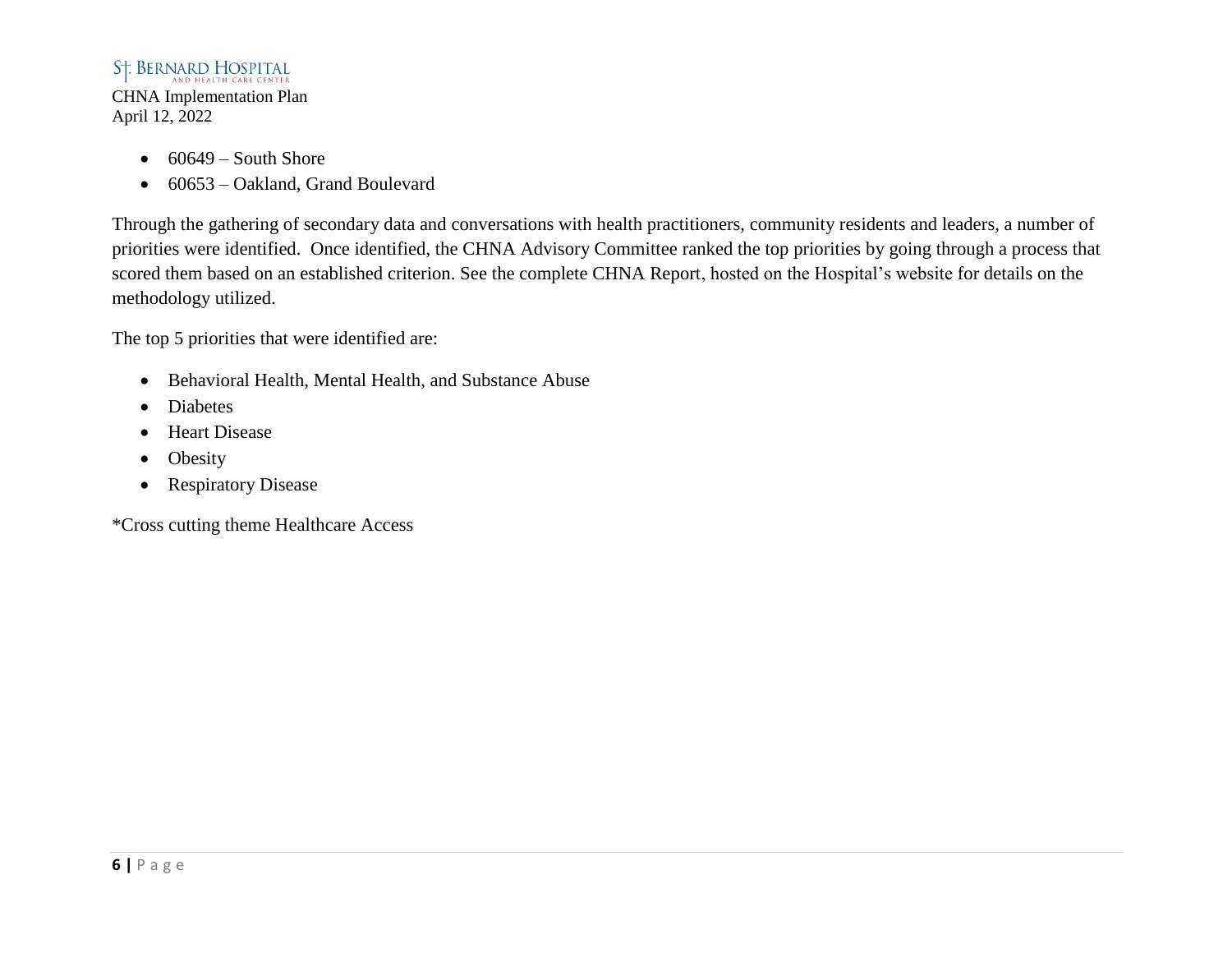- 60649 – South Shore
- 60653 – Oakland, Grand Boulevard

Through the gathering of secondary data and conversations with health practitioners, community residents and leaders, a number of priorities were identified. Once identified, the CHNA Advisory Committee ranked the top priorities by going through a process that scored them based on an established criterion. See the complete CHNA Report, hosted on the Hospital's website for details on the methodology utilized.

The top 5 priorities that were identified are:

- Behavioral Health, Mental Health, and Substance Abuse
- Diabetes
- Heart Disease
- Obesity
- Respiratory Disease

*Cross cutting theme Healthcare Access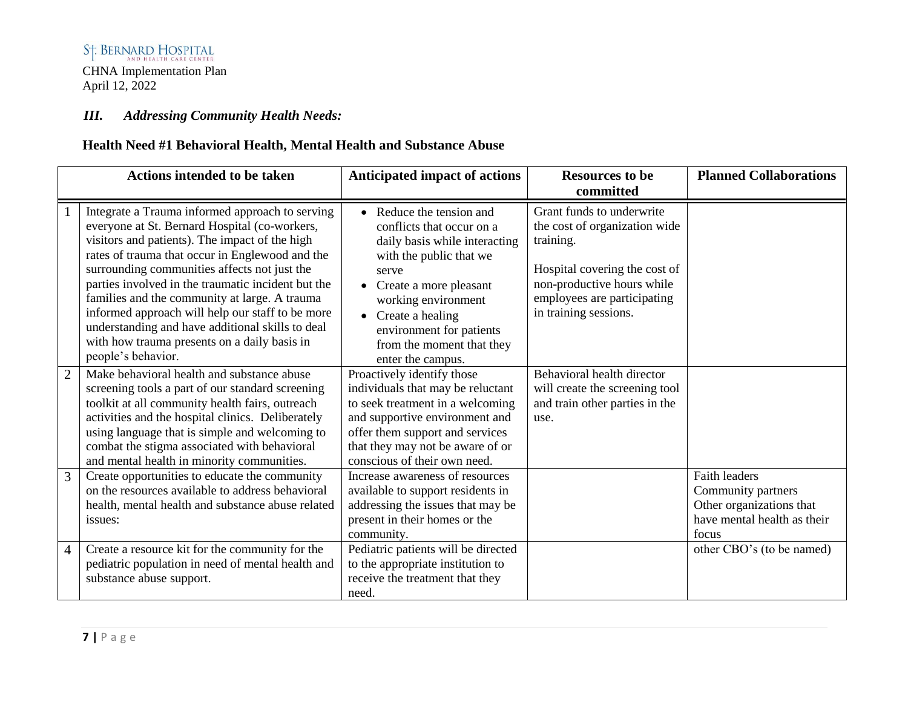St. Bernard Hospital and Health Care Center
CHNA Implementation Plan
April 12, 2022

## *III. Addressing Community Health Needs:*

### Health Need #1 Behavioral Health, Mental Health and Substance Abuse

| | Actions intended to be taken | Anticipated impact of actions | Resources to be committed | Planned Collaborations |
|---|---|---|---|---|
| 1 | Integrate a Trauma informed approach to serving everyone at St. Bernard Hospital (co-workers, visitors and patients). The impact of the high rates of trauma that occur in Englewood and the surrounding communities affects not just the parties involved in the traumatic incident but the families and the community at large. A trauma informed approach will help our staff to be more understanding and have additional skills to deal with how trauma presents on a daily basis in people's behavior. | • Reduce the tension and conflicts that occur on a daily basis while interacting with the public that we serve<br>• Create a more pleasant working environment<br>• Create a healing environment for patients from the moment that they enter the campus. | Grant funds to underwrite the cost of organization wide training.<br><br>Hospital covering the cost of non-productive hours while employees are participating in training sessions. | |
| 2 | Make behavioral health and substance abuse screening tools a part of our standard screening toolkit at all community health fairs, outreach activities and the hospital clinics. Deliberately using language that is simple and welcoming to combat the stigma associated with behavioral and mental health in minority communities. | Proactively identify those individuals that may be reluctant to seek treatment in a welcoming and supportive environment and offer them support and services that they may not be aware of or conscious of their own need. | Behavioral health director will create the screening tool and train other parties in the use. | |
| 3 | Create opportunities to educate the community on the resources available to address behavioral health, mental health and substance abuse related issues: | Increase awareness of resources available to support residents in addressing the issues that may be present in their homes or the community. | | Faith leaders<br>Community partners<br>Other organizations that have mental health as their focus |
| 4 | Create a resource kit for the community for the pediatric population in need of mental health and substance abuse support. | Pediatric patients will be directed to the appropriate institution to receive the treatment that they need. | | other CBO's (to be named) |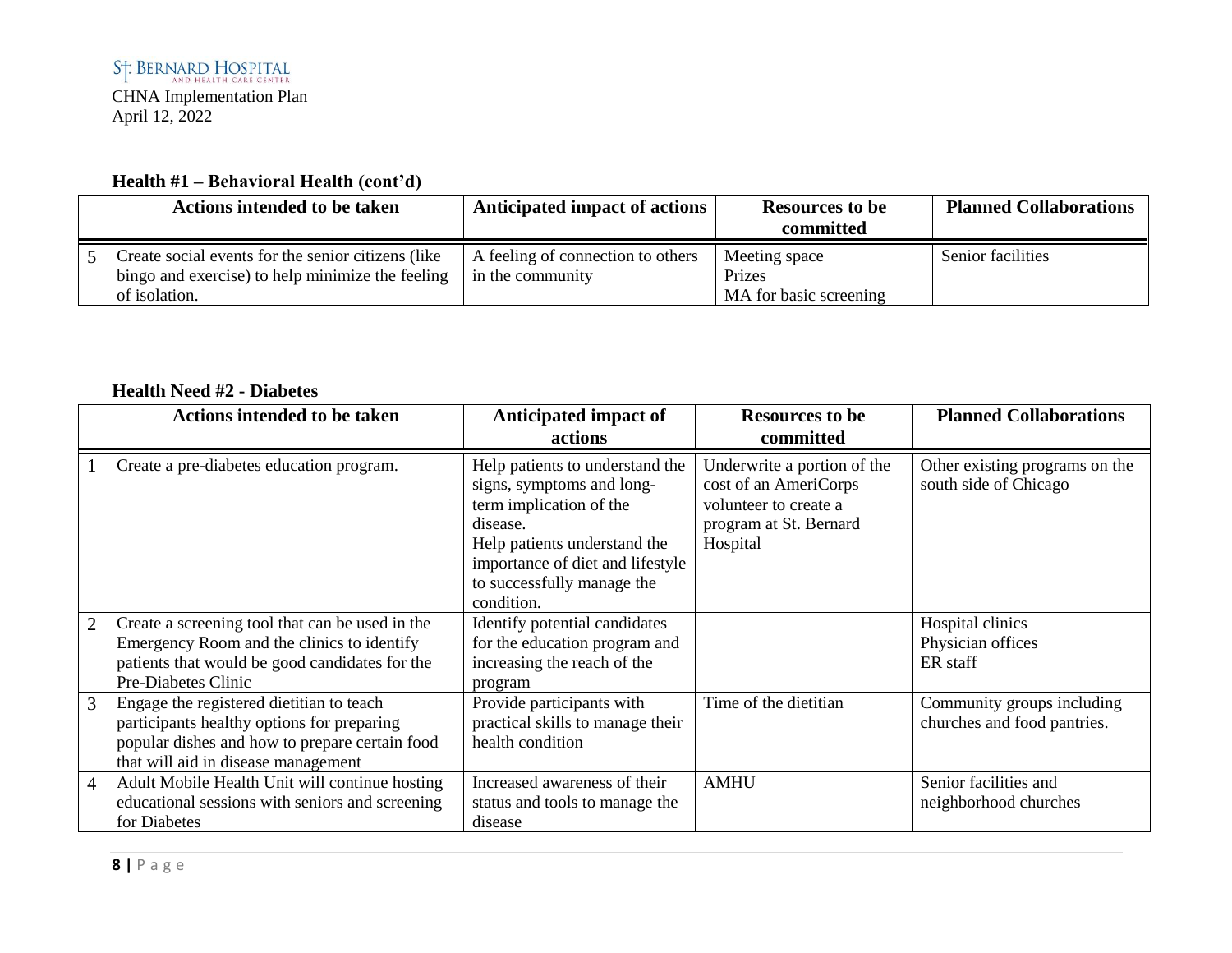### Health #1 – Behavioral Health (cont'd)

| | Actions intended to be taken | Anticipated impact of actions | Resources to be committed | Planned Collaborations |
|---|---|---|---|---|
| 5 | Create social events for the senior citizens (like bingo and exercise) to help minimize the feeling of isolation. | A feeling of connection to others in the community | Meeting space<br>Prizes<br>MA for basic screening | Senior facilities |

### Health Need #2 - Diabetes

| | Actions intended to be taken | Anticipated impact of actions | Resources to be committed | Planned Collaborations |
|---|---|---|---|---|
| 1 | Create a pre-diabetes education program. | Help patients to understand the signs, symptoms and long-term implication of the disease.<br>Help patients understand the importance of diet and lifestyle to successfully manage the condition. | Underwrite a portion of the cost of an AmeriCorps volunteer to create a program at St. Bernard Hospital | Other existing programs on the south side of Chicago |
| 2 | Create a screening tool that can be used in the Emergency Room and the clinics to identify patients that would be good candidates for the Pre-Diabetes Clinic | Identify potential candidates for the education program and increasing the reach of the program | | Hospital clinics<br>Physician offices<br>ER staff |
| 3 | Engage the registered dietitian to teach participants healthy options for preparing popular dishes and how to prepare certain food that will aid in disease management | Provide participants with practical skills to manage their health condition | Time of the dietitian | Community groups including churches and food pantries. |
| 4 | Adult Mobile Health Unit will continue hosting educational sessions with seniors and screening for Diabetes | Increased awareness of their status and tools to manage the disease | AMHU | Senior facilities and neighborhood churches |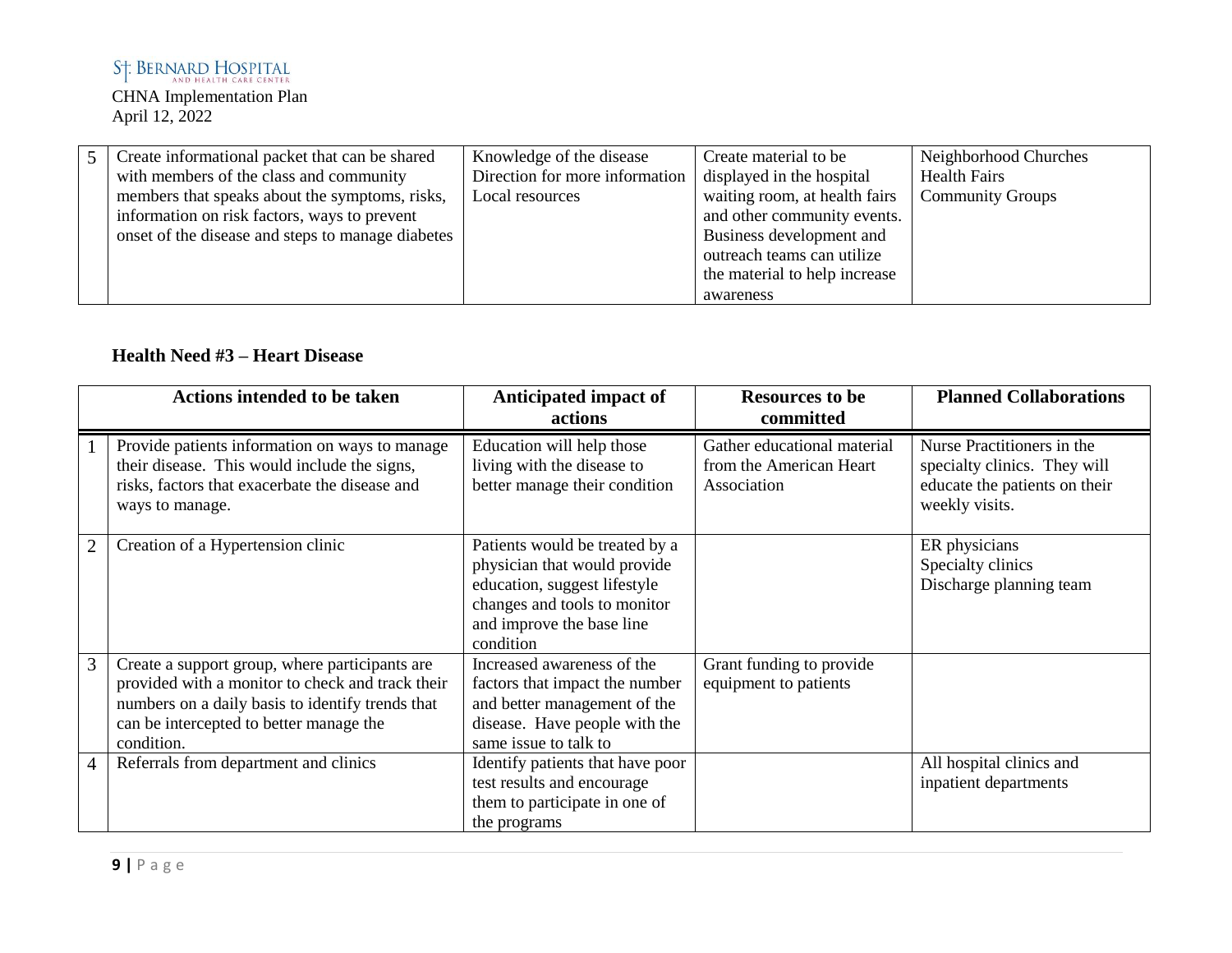| | | | | |
|---|---|---|---|---|
| 5 | Create informational packet that can be shared with members of the class and community members that speaks about the symptoms, risks, information on risk factors, ways to prevent onset of the disease and steps to manage diabetes | Knowledge of the disease<br>Direction for more information<br>Local resources | Create material to be displayed in the hospital waiting room, at health fairs and other community events. Business development and outreach teams can utilize the material to help increase awareness | Neighborhood Churches<br>Health Fairs<br>Community Groups |

**Health Need #3 – Heart Disease**

| | Actions intended to be taken | Anticipated impact of actions | Resources to be committed | Planned Collaborations |
|---|---|---|---|---|
| 1 | Provide patients information on ways to manage their disease. This would include the signs, risks, factors that exacerbate the disease and ways to manage. | Education will help those living with the disease to better manage their condition | Gather educational material from the American Heart Association | Nurse Practitioners in the specialty clinics. They will educate the patients on their weekly visits. |
| 2 | Creation of a Hypertension clinic | Patients would be treated by a physician that would provide education, suggest lifestyle changes and tools to monitor and improve the base line condition | | ER physicians<br>Specialty clinics<br>Discharge planning team |
| 3 | Create a support group, where participants are provided with a monitor to check and track their numbers on a daily basis to identify trends that can be intercepted to better manage the condition. | Increased awareness of the factors that impact the number and better management of the disease. Have people with the same issue to talk to | Grant funding to provide equipment to patients | |
| 4 | Referrals from department and clinics | Identify patients that have poor test results and encourage them to participate in one of the programs | | All hospital clinics and inpatient departments |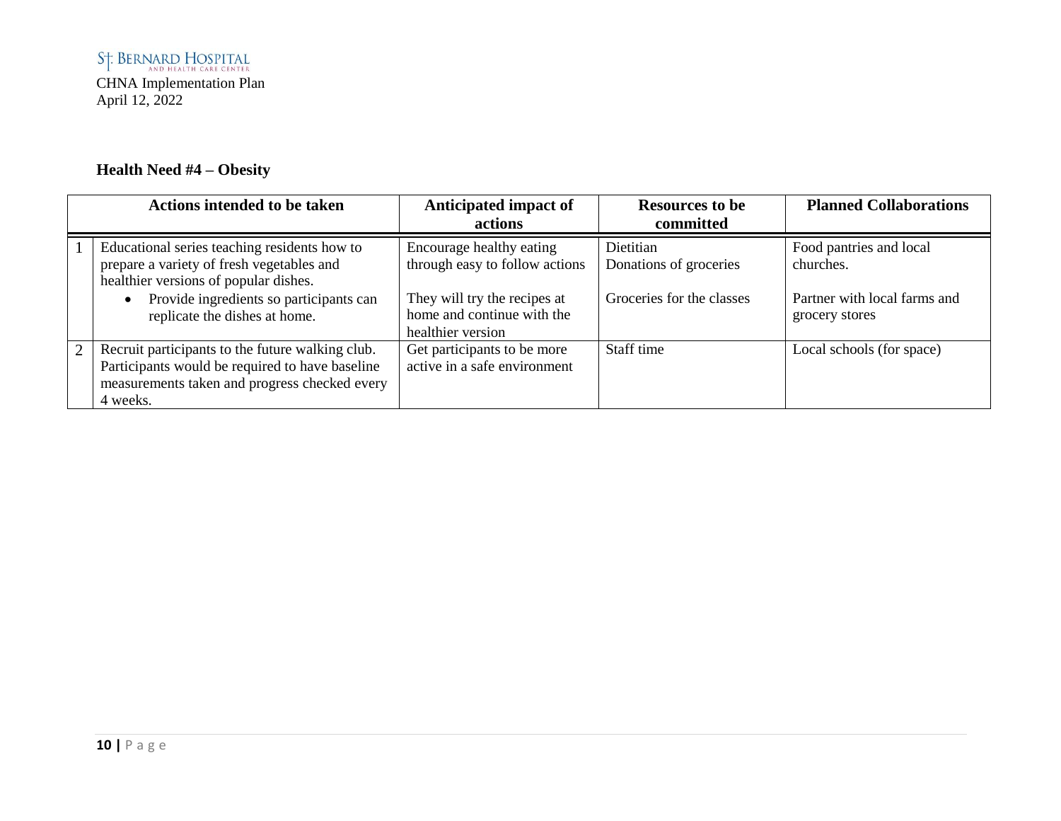## Health Need #4 – Obesity

| | Actions intended to be taken | Anticipated impact of actions | Resources to be committed | Planned Collaborations |
|---|---|---|---|---|
| 1 | Educational series teaching residents how to prepare a variety of fresh vegetables and healthier versions of popular dishes.<br>• Provide ingredients so participants can replicate the dishes at home. | Encourage healthy eating through easy to follow actions<br><br>They will try the recipes at home and continue with the healthier version | Dietitian<br>Donations of groceries<br><br>Groceries for the classes | Food pantries and local churches.<br><br>Partner with local farms and grocery stores |
| 2 | Recruit participants to the future walking club. Participants would be required to have baseline measurements taken and progress checked every 4 weeks. | Get participants to be more active in a safe environment | Staff time | Local schools (for space) |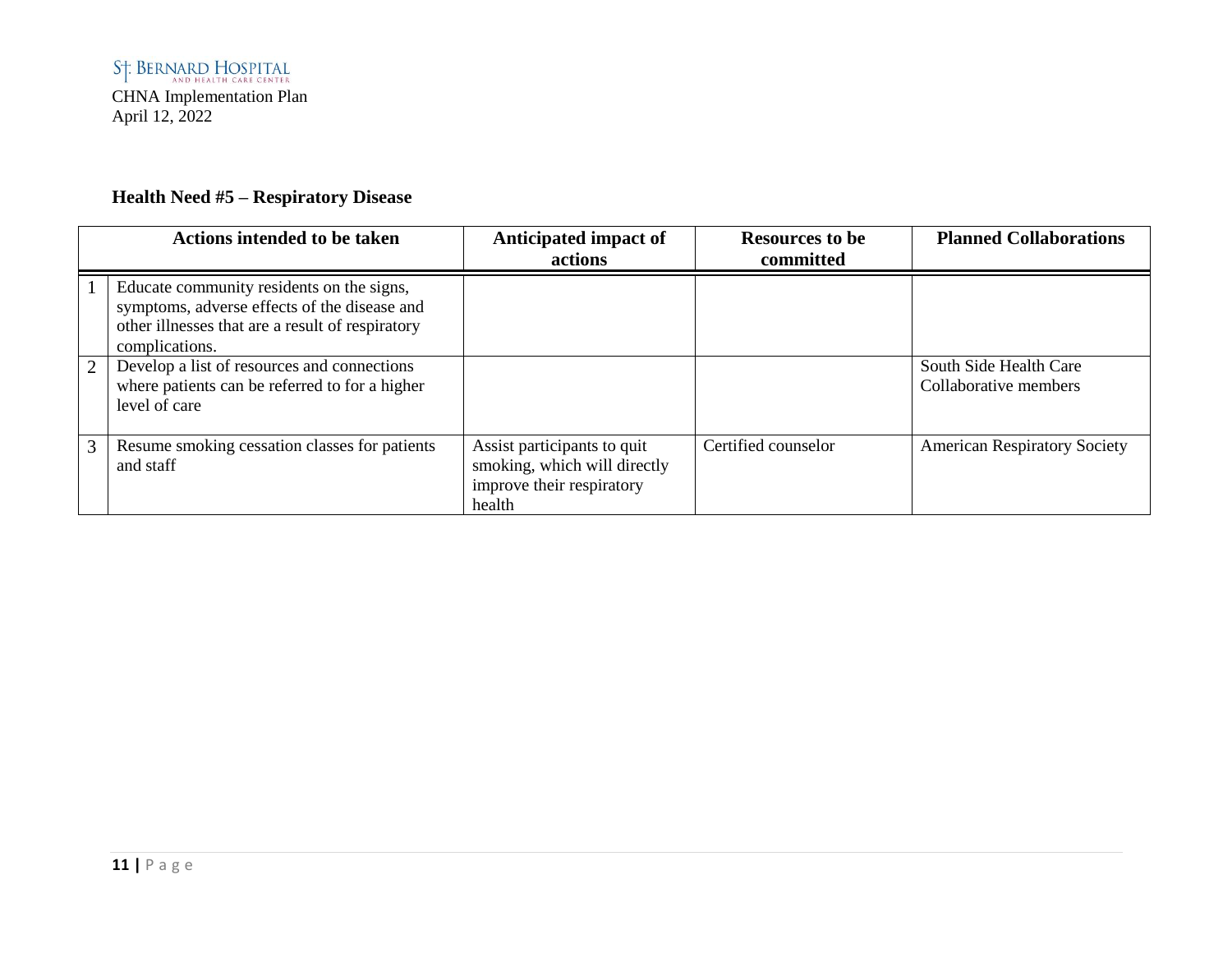St. Bernard Hospital and Health Care Center
CHNA Implementation Plan
April 12, 2022

## Health Need #5 – Respiratory Disease

| | Actions intended to be taken | Anticipated impact of actions | Resources to be committed | Planned Collaborations |
|---|---|---|---|---|
| 1 | Educate community residents on the signs, symptoms, adverse effects of the disease and other illnesses that are a result of respiratory complications. | | | |
| 2 | Develop a list of resources and connections where patients can be referred to for a higher level of care | | | South Side Health Care Collaborative members |
| 3 | Resume smoking cessation classes for patients and staff | Assist participants to quit smoking, which will directly improve their respiratory health | Certified counselor | American Respiratory Society |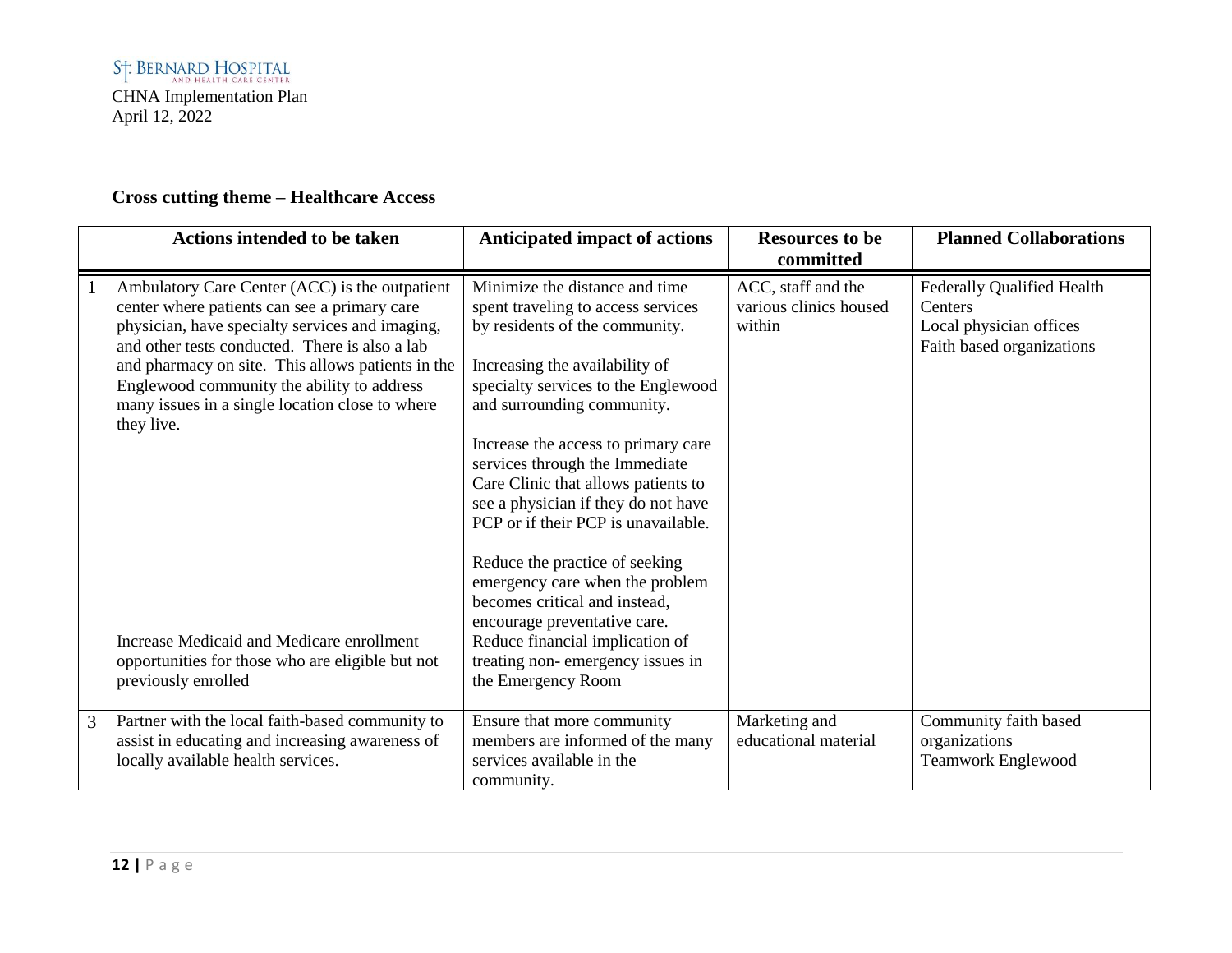St. Bernard Hospital and Health Care Center
CHNA Implementation Plan
April 12, 2022

**Cross cutting theme – Healthcare Access**

| | Actions intended to be taken | Anticipated impact of actions | Resources to be committed | Planned Collaborations |
|---|---|---|---|---|
| 1 | Ambulatory Care Center (ACC) is the outpatient center where patients can see a primary care physician, have specialty services and imaging, and other tests conducted. There is also a lab and pharmacy on site. This allows patients in the Englewood community the ability to address many issues in a single location close to where they live.<br><br>Increase Medicaid and Medicare enrollment opportunities for those who are eligible but not previously enrolled | Minimize the distance and time spent traveling to access services by residents of the community.<br><br>Increasing the availability of specialty services to the Englewood and surrounding community.<br><br>Increase the access to primary care services through the Immediate Care Clinic that allows patients to see a physician if they do not have PCP or if their PCP is unavailable.<br><br>Reduce the practice of seeking emergency care when the problem becomes critical and instead, encourage preventative care.<br>Reduce financial implication of treating non- emergency issues in the Emergency Room | ACC, staff and the various clinics housed within | Federally Qualified Health Centers<br>Local physician offices<br>Faith based organizations |
| 3 | Partner with the local faith-based community to assist in educating and increasing awareness of locally available health services. | Ensure that more community members are informed of the many services available in the community. | Marketing and educational material | Community faith based organizations<br>Teamwork Englewood |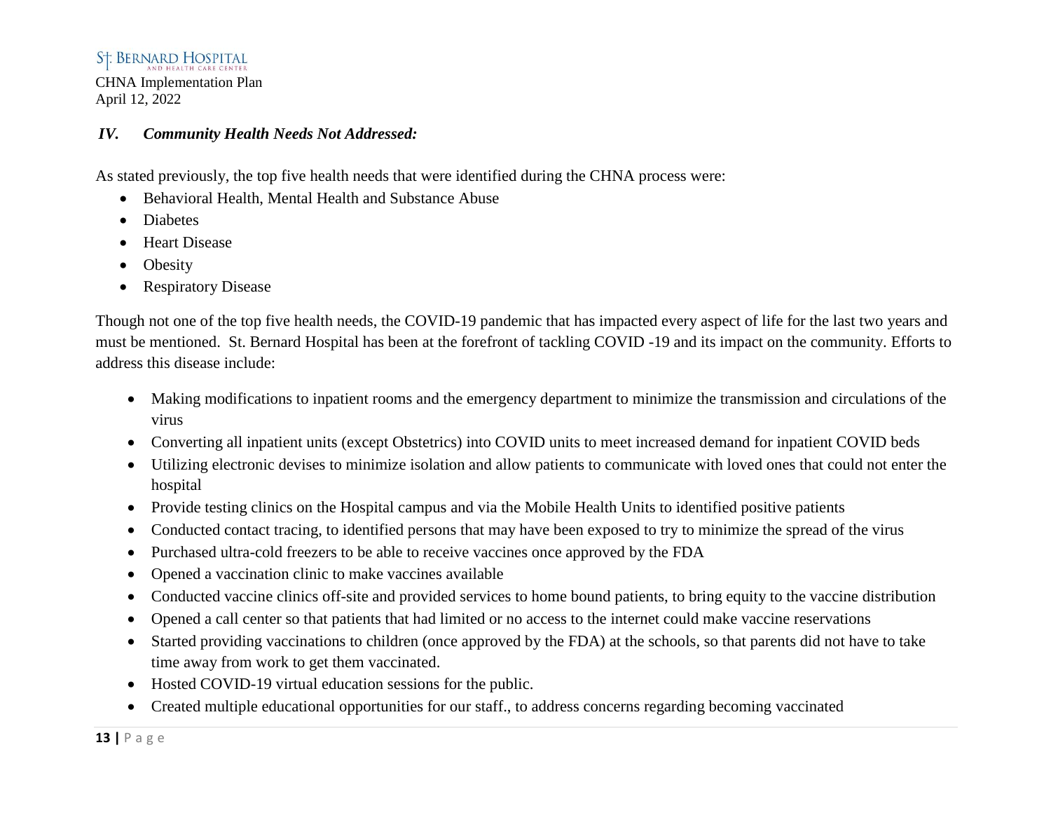## *IV. Community Health Needs Not Addressed:*

As stated previously, the top five health needs that were identified during the CHNA process were:

- Behavioral Health, Mental Health and Substance Abuse
- Diabetes
- Heart Disease
- Obesity
- Respiratory Disease

Though not one of the top five health needs, the COVID-19 pandemic that has impacted every aspect of life for the last two years and must be mentioned. St. Bernard Hospital has been at the forefront of tackling COVID -19 and its impact on the community. Efforts to address this disease include:

- Making modifications to inpatient rooms and the emergency department to minimize the transmission and circulations of the virus
- Converting all inpatient units (except Obstetrics) into COVID units to meet increased demand for inpatient COVID beds
- Utilizing electronic devises to minimize isolation and allow patients to communicate with loved ones that could not enter the hospital
- Provide testing clinics on the Hospital campus and via the Mobile Health Units to identified positive patients
- Conducted contact tracing, to identified persons that may have been exposed to try to minimize the spread of the virus
- Purchased ultra-cold freezers to be able to receive vaccines once approved by the FDA
- Opened a vaccination clinic to make vaccines available
- Conducted vaccine clinics off-site and provided services to home bound patients, to bring equity to the vaccine distribution
- Opened a call center so that patients that had limited or no access to the internet could make vaccine reservations
- Started providing vaccinations to children (once approved by the FDA) at the schools, so that parents did not have to take time away from work to get them vaccinated.
- Hosted COVID-19 virtual education sessions for the public.
- Created multiple educational opportunities for our staff., to address concerns regarding becoming vaccinated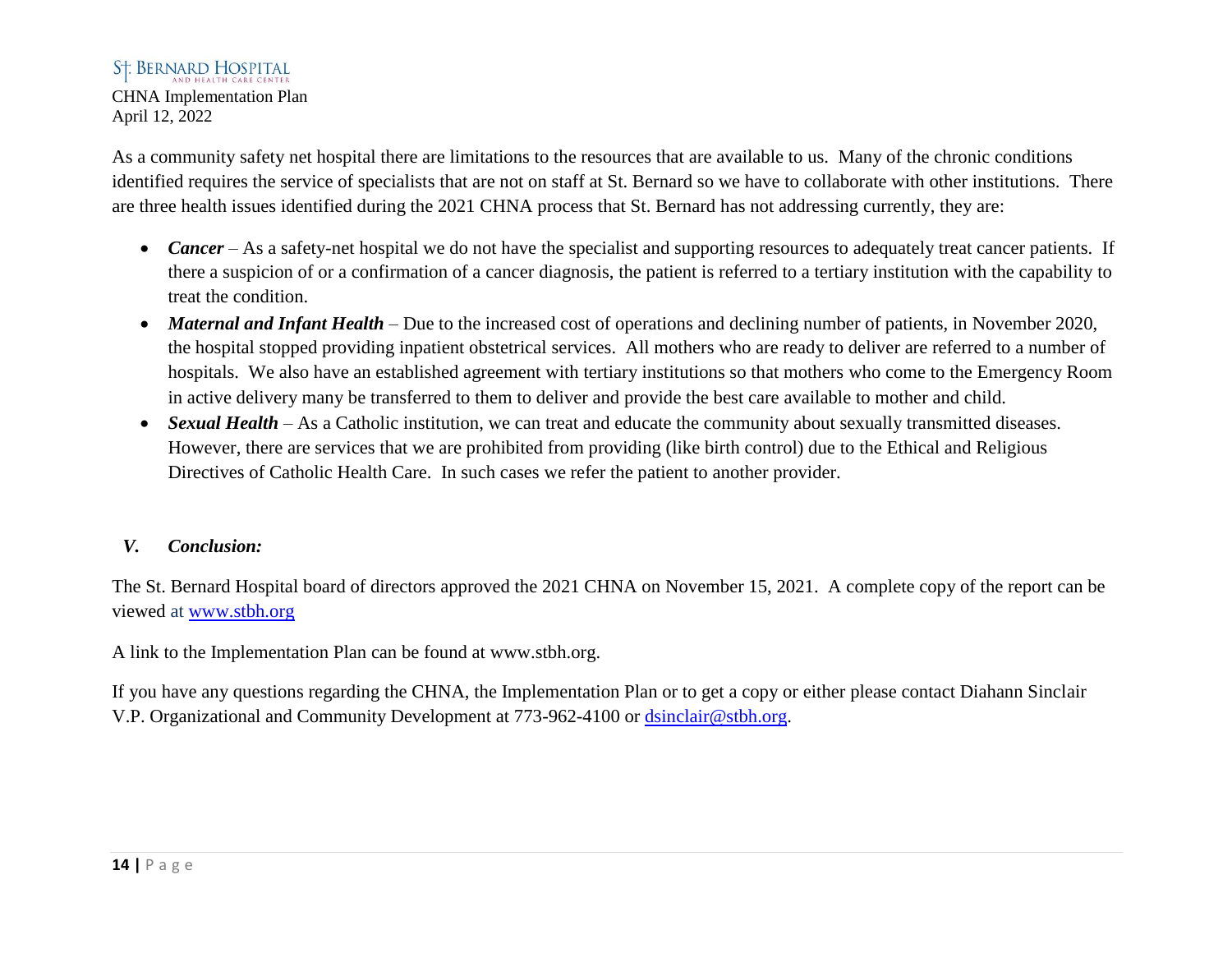As a community safety net hospital there are limitations to the resources that are available to us. Many of the chronic conditions identified requires the service of specialists that are not on staff at St. Bernard so we have to collaborate with other institutions. There are three health issues identified during the 2021 CHNA process that St. Bernard has not addressing currently, they are:

- ***Cancer*** – As a safety-net hospital we do not have the specialist and supporting resources to adequately treat cancer patients. If there a suspicion of or a confirmation of a cancer diagnosis, the patient is referred to a tertiary institution with the capability to treat the condition.
- ***Maternal and Infant Health*** – Due to the increased cost of operations and declining number of patients, in November 2020, the hospital stopped providing inpatient obstetrical services. All mothers who are ready to deliver are referred to a number of hospitals. We also have an established agreement with tertiary institutions so that mothers who come to the Emergency Room in active delivery many be transferred to them to deliver and provide the best care available to mother and child.
- ***Sexual Health*** – As a Catholic institution, we can treat and educate the community about sexually transmitted diseases. However, there are services that we are prohibited from providing (like birth control) due to the Ethical and Religious Directives of Catholic Health Care. In such cases we refer the patient to another provider.

## *V. Conclusion:*

The St. Bernard Hospital board of directors approved the 2021 CHNA on November 15, 2021. A complete copy of the report can be viewed at [www.stbh.org](http://www.stbh.org)

A link to the Implementation Plan can be found at www.stbh.org.

If you have any questions regarding the CHNA, the Implementation Plan or to get a copy or either please contact Diahann Sinclair V.P. Organizational and Community Development at 773-962-4100 or [dsinclair@stbh.org](mailto:dsinclair@stbh.org).